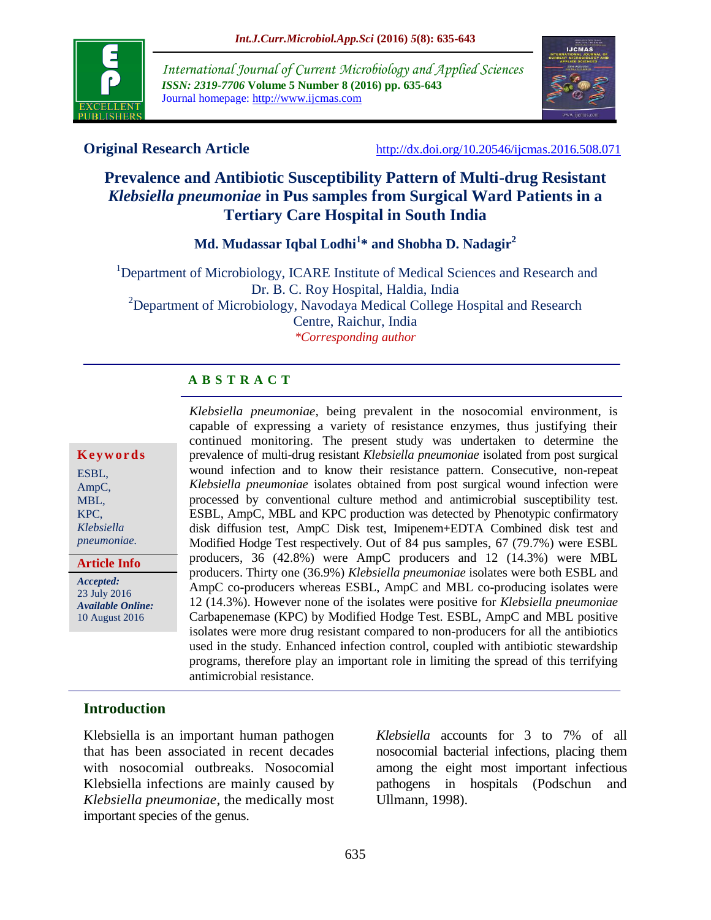**Original Research Article**

http://dx.doi.org/10.20546/ijcmas.2016.508.071

# Prevalence and Antibiotic Susceptibility Pattern of Multi-drug Resistant *Klebsiella pneumoniae* in Pus samples from Surgical Ward Patients in a Tertiary Care Hospital in South India

**Md. Mudassar Iqbal Lodhi[1]* and Shobha D. Nadagir[2]**

[1]Department of Microbiology, ICARE Institute of Medical Sciences and Research and Dr. B. C. Roy Hospital, Haldia, India

[2]Department of Microbiology, Navodaya Medical College Hospital and Research Centre, Raichur, India

*\*Corresponding author*

## ABSTRACT

**Keywords**

ESBL, AmpC, MBL, KPC, *Klebsiella pneumoniae*.

**Article Info**

*Accepted:* 23 July 2016

*Available Online:* 10 August 2016

*Klebsiella pneumoniae*, being prevalent in the nosocomial environment, is capable of expressing a variety of resistance enzymes, thus justifying their continued monitoring. The present study was undertaken to determine the prevalence of multi-drug resistant *Klebsiella pneumoniae* isolated from post surgical wound infection and to know their resistance pattern. Consecutive, non-repeat *Klebsiella pneumoniae* isolates obtained from post surgical wound infection were processed by conventional culture method and antimicrobial susceptibility test. ESBL, AmpC, MBL and KPC production was detected by Phenotypic confirmatory disk diffusion test, AmpC Disk test, Imipenem+EDTA Combined disk test and Modified Hodge Test respectively. Out of 84 pus samples, 67 (79.7%) were ESBL producers, 36 (42.8%) were AmpC producers and 12 (14.3%) were MBL producers. Thirty one (36.9%) *Klebsiella pneumoniae* isolates were both ESBL and AmpC co-producers whereas ESBL, AmpC and MBL co-producing isolates were 12 (14.3%). However none of the isolates were positive for *Klebsiella pneumoniae* Carbapenemase (KPC) by Modified Hodge Test. ESBL, AmpC and MBL positive isolates were more drug resistant compared to non-producers for all the antibiotics used in the study. Enhanced infection control, coupled with antibiotic stewardship programs, therefore play an important role in limiting the spread of this terrifying antimicrobial resistance.

## Introduction

Klebsiella is an important human pathogen that has been associated in recent decades with nosocomial outbreaks. Nosocomial Klebsiella infections are mainly caused by *Klebsiella pneumoniae*, the medically most important species of the genus.

*Klebsiella* accounts for 3 to 7% of all nosocomial bacterial infections, placing them among the eight most important infectious pathogens in hospitals (Podschun and Ullmann, 1998).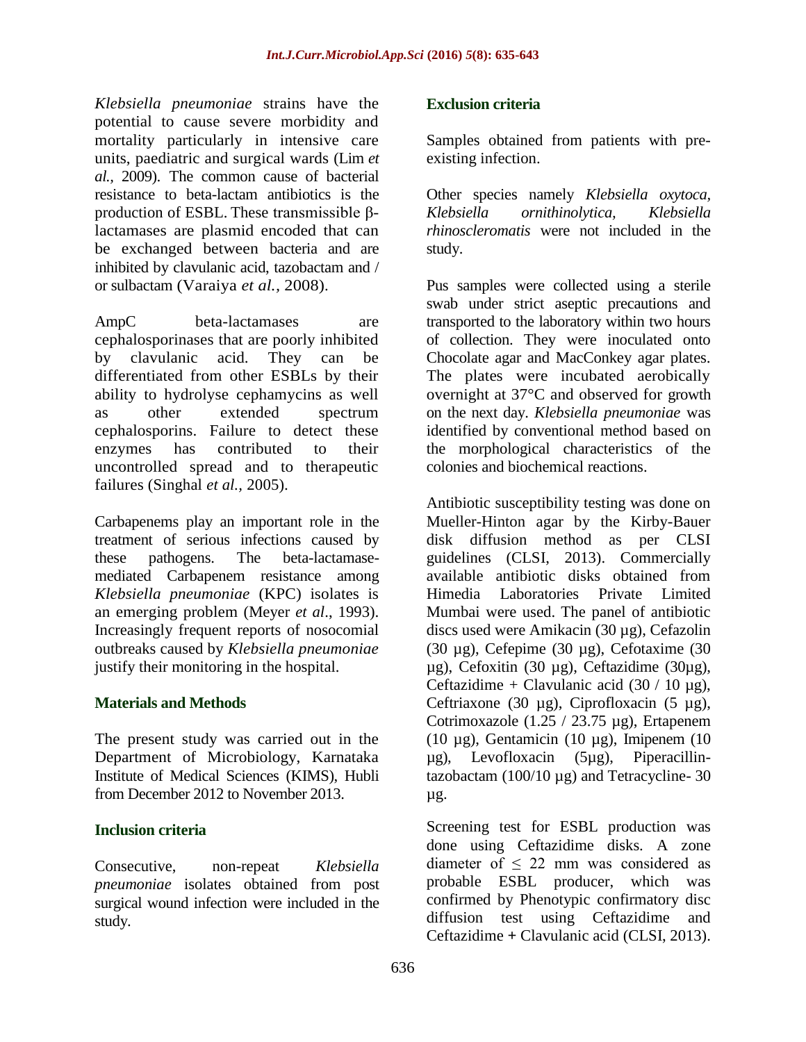*Klebsiella pneumoniae* strains have the potential to cause severe morbidity and mortality particularly in intensive care units, paediatric and surgical wards (Lim *et al.,* 2009). The common cause of bacterial resistance to beta-lactam antibiotics is the production of ESBL. These transmissible β-lactamases are plasmid encoded that can be exchanged between bacteria and are inhibited by clavulanic acid, tazobactam and / or sulbactam (Varaiya *et al.*, 2008).

AmpC beta-lactamases are cephalosporinases that are poorly inhibited by clavulanic acid. They can be differentiated from other ESBLs by their ability to hydrolyse cephamycins as well as other extended spectrum cephalosporins. Failure to detect these enzymes has contributed to their uncontrolled spread and to therapeutic failures (Singhal *et al.,* 2005).

Carbapenems play an important role in the treatment of serious infections caused by these pathogens. The beta-lactamase-mediated Carbapenem resistance among *Klebsiella pneumoniae* (KPC) isolates is an emerging problem (Meyer *et al*., 1993). Increasingly frequent reports of nosocomial outbreaks caused by *Klebsiella pneumoniae* justify their monitoring in the hospital.

## Materials and Methods

The present study was carried out in the Department of Microbiology, Karnataka Institute of Medical Sciences (KIMS), Hubli from December 2012 to November 2013.

### Inclusion criteria

Consecutive, non-repeat *Klebsiella pneumoniae* isolates obtained from post surgical wound infection were included in the study.

### Exclusion criteria

Samples obtained from patients with pre-existing infection.

Other species namely *Klebsiella oxytoca, Klebsiella ornithinolytica, Klebsiella rhinoscleromatis* were not included in the study.

Pus samples were collected using a sterile swab under strict aseptic precautions and transported to the laboratory within two hours of collection. They were inoculated onto Chocolate agar and MacConkey agar plates. The plates were incubated aerobically overnight at 37°C and observed for growth on the next day. *Klebsiella pneumoniae* was identified by conventional method based on the morphological characteristics of the colonies and biochemical reactions.

Antibiotic susceptibility testing was done on Mueller-Hinton agar by the Kirby-Bauer disk diffusion method as per CLSI guidelines (CLSI, 2013). Commercially available antibiotic disks obtained from Himedia Laboratories Private Limited Mumbai were used. The panel of antibiotic discs used were Amikacin (30 µg), Cefazolin (30 µg), Cefepime (30 µg), Cefotaxime (30 µg), Cefoxitin (30 µg), Ceftazidime (30µg), Ceftazidime + Clavulanic acid (30 / 10 µg), Ceftriaxone (30 µg), Ciprofloxacin (5 µg), Cotrimoxazole (1.25 / 23.75 µg), Ertapenem (10 µg), Gentamicin (10 µg), Imipenem (10 µg), Levofloxacin (5µg), Piperacillin-tazobactam (100/10 µg) and Tetracycline- 30 µg.

Screening test for ESBL production was done using Ceftazidime disks. A zone diameter of $\leq$ 22 mm was considered as probable ESBL producer, which was confirmed by Phenotypic confirmatory disc diffusion test using Ceftazidime and Ceftazidime + Clavulanic acid (CLSI, 2013).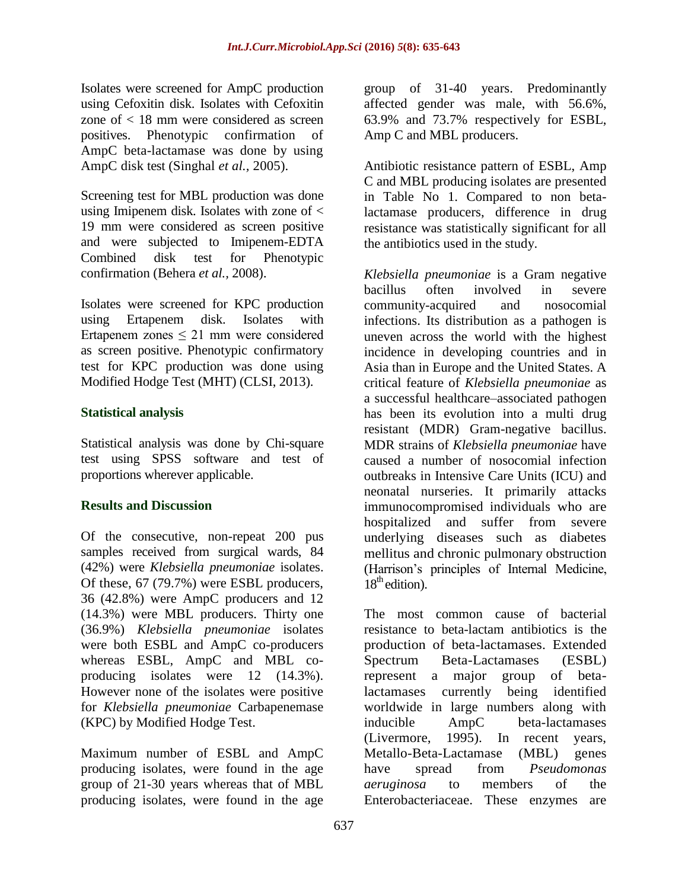Isolates were screened for AmpC production using Cefoxitin disk. Isolates with Cefoxitin zone of < 18 mm were considered as screen positives. Phenotypic confirmation of AmpC beta-lactamase was done by using AmpC disk test (Singhal *et al.,* 2005).

Screening test for MBL production was done using Imipenem disk. Isolates with zone of < 19 mm were considered as screen positive and were subjected to Imipenem-EDTA Combined disk test for Phenotypic confirmation (Behera *et al.,* 2008).

Isolates were screened for KPC production using Ertapenem disk. Isolates with Ertapenem zones ≤ 21 mm were considered as screen positive. Phenotypic confirmatory test for KPC production was done using Modified Hodge Test (MHT) (CLSI, 2013).

### Statistical analysis

Statistical analysis was done by Chi-square test using SPSS software and test of proportions wherever applicable.

### Results and Discussion

Of the consecutive, non-repeat 200 pus samples received from surgical wards, 84 (42%) were *Klebsiella pneumoniae* isolates. Of these, 67 (79.7%) were ESBL producers, 36 (42.8%) were AmpC producers and 12 (14.3%) were MBL producers. Thirty one (36.9%) *Klebsiella pneumoniae* isolates were both ESBL and AmpC co-producers whereas ESBL, AmpC and MBL co-producing isolates were 12 (14.3%). However none of the isolates were positive for *Klebsiella pneumoniae* Carbapenemase (KPC) by Modified Hodge Test.

Maximum number of ESBL and AmpC producing isolates, were found in the age group of 21-30 years whereas that of MBL producing isolates, were found in the age group of 31-40 years. Predominantly affected gender was male, with 56.6%, 63.9% and 73.7% respectively for ESBL, Amp C and MBL producers.

Antibiotic resistance pattern of ESBL, Amp C and MBL producing isolates are presented in Table No 1. Compared to non beta-lactamase producers, difference in drug resistance was statistically significant for all the antibiotics used in the study.

*Klebsiella pneumoniae* is a Gram negative bacillus often involved in severe community-acquired and nosocomial infections. Its distribution as a pathogen is uneven across the world with the highest incidence in developing countries and in Asia than in Europe and the United States. A critical feature of *Klebsiella pneumoniae* as a successful healthcare–associated pathogen has been its evolution into a multi drug resistant (MDR) Gram-negative bacillus. MDR strains of *Klebsiella pneumoniae* have caused a number of nosocomial infection outbreaks in Intensive Care Units (ICU) and neonatal nurseries. It primarily attacks immunocompromised individuals who are hospitalized and suffer from severe underlying diseases such as diabetes mellitus and chronic pulmonary obstruction (Harrison's principles of Internal Medicine, 18th edition).

The most common cause of bacterial resistance to beta-lactam antibiotics is the production of beta-lactamases. Extended Spectrum Beta-Lactamases (ESBL) represent a major group of beta-lactamases currently being identified worldwide in large numbers along with inducible AmpC beta-lactamases (Livermore, 1995). In recent years, Metallo-Beta-Lactamase (MBL) genes have spread from *Pseudomonas aeruginosa* to members of the Enterobacteriaceae. These enzymes are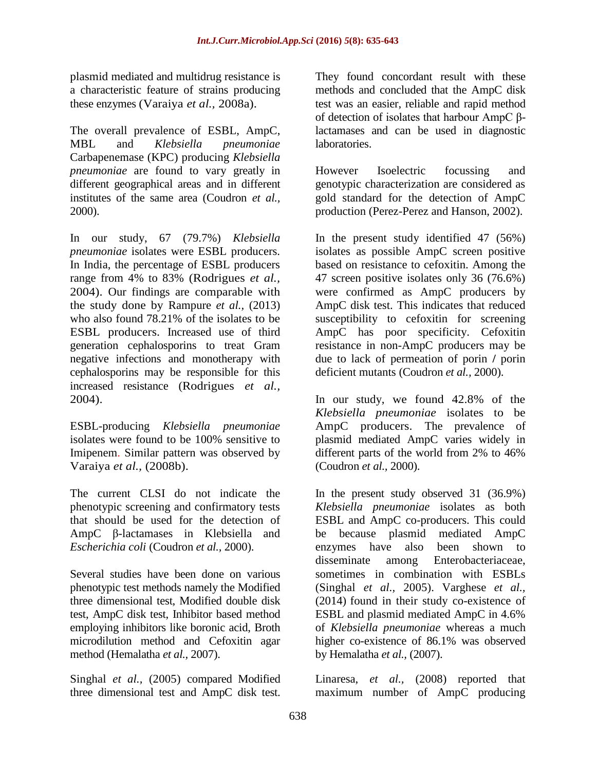plasmid mediated and multidrug resistance is a characteristic feature of strains producing these enzymes (Varaiya *et al.,* 2008a).

The overall prevalence of ESBL, AmpC, MBL and *Klebsiella pneumoniae* Carbapenemase (KPC) producing *Klebsiella pneumoniae* are found to vary greatly in different geographical areas and in different institutes of the same area (Coudron *et al.,* 2000).

In our study, 67 (79.7%) *Klebsiella pneumoniae* isolates were ESBL producers. In India, the percentage of ESBL producers range from 4% to 83% (Rodrigues *et al.*, 2004). Our findings are comparable with the study done by Rampure *et al.,* (2013) who also found 78.21% of the isolates to be ESBL producers. Increased use of third generation cephalosporins to treat Gram negative infections and monotherapy with cephalosporins may be responsible for this increased resistance (Rodrigues *et al.*, 2004).

ESBL-producing *Klebsiella pneumoniae* isolates were found to be 100% sensitive to Imipenem. Similar pattern was observed by Varaiya *et al.,* (2008b).

The current CLSI do not indicate the phenotypic screening and confirmatory tests that should be used for the detection of AmpC β-lactamases in Klebsiella and *Escherichia coli* (Coudron *et al.,* 2000).

Several studies have been done on various phenotypic test methods namely the Modified three dimensional test, Modified double disk test, AmpC disk test, Inhibitor based method employing inhibitors like boronic acid, Broth microdilution method and Cefoxitin agar method (Hemalatha *et al.,* 2007).

Singhal *et al.,* (2005) compared Modified three dimensional test and AmpC disk test. They found concordant result with these methods and concluded that the AmpC disk test was an easier, reliable and rapid method of detection of isolates that harbour AmpC β-lactamases and can be used in diagnostic laboratories.

However Isoelectric focussing and genotypic characterization are considered as gold standard for the detection of AmpC production (Perez-Perez and Hanson, 2002).

In the present study identified 47 (56%) isolates as possible AmpC screen positive based on resistance to cefoxitin. Among the 47 screen positive isolates only 36 (76.6%) were confirmed as AmpC producers by AmpC disk test. This indicates that reduced susceptibility to cefoxitin for screening AmpC has poor specificity. Cefoxitin resistance in non-AmpC producers may be due to lack of permeation of porin / porin deficient mutants (Coudron *et al.,* 2000).

In our study, we found 42.8% of the *Klebsiella pneumoniae* isolates to be AmpC producers. The prevalence of plasmid mediated AmpC varies widely in different parts of the world from 2% to 46% (Coudron *et al.,* 2000).

In the present study observed 31 (36.9%) *Klebsiella pneumoniae* isolates as both ESBL and AmpC co-producers. This could be because plasmid mediated AmpC enzymes have also been shown to disseminate among Enterobacteriaceae, sometimes in combination with ESBLs (Singhal *et al.,* 2005). Varghese *et al.,* (2014) found in their study co-existence of ESBL and plasmid mediated AmpC in 4.6% of *Klebsiella pneumoniae* whereas a much higher co-existence of 86.1% was observed by Hemalatha *et al.,* (2007).

Linaresa, *et al.,* (2008) reported that maximum number of AmpC producing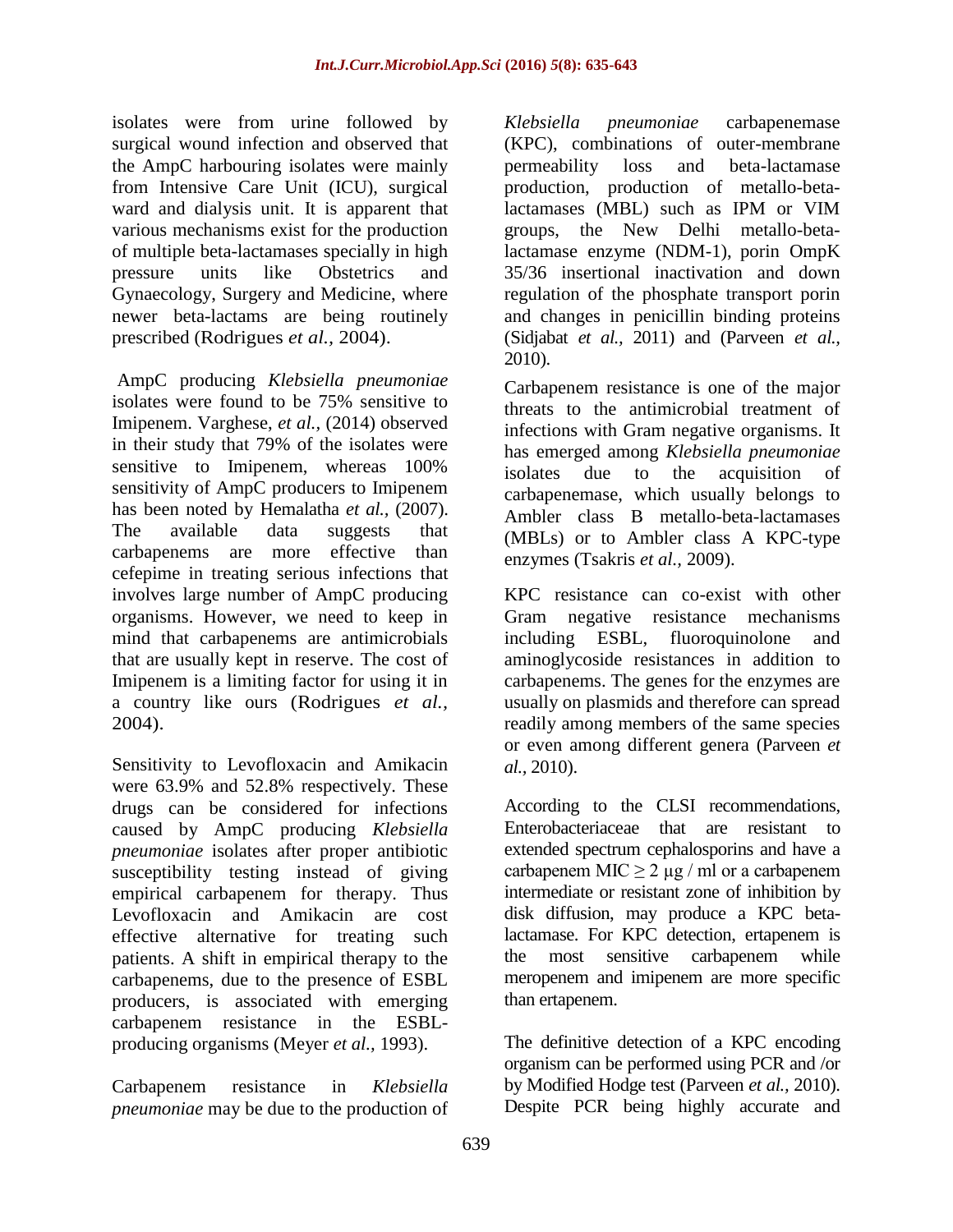isolates were from urine followed by surgical wound infection and observed that the AmpC harbouring isolates were mainly from Intensive Care Unit (ICU), surgical ward and dialysis unit. It is apparent that various mechanisms exist for the production of multiple beta-lactamases specially in high pressure units like Obstetrics and Gynaecology, Surgery and Medicine, where newer beta-lactams are being routinely prescribed (Rodrigues *et al.,* 2004).

AmpC producing *Klebsiella pneumoniae* isolates were found to be 75% sensitive to Imipenem. Varghese, *et al.,* (2014) observed in their study that 79% of the isolates were sensitive to Imipenem, whereas 100% sensitivity of AmpC producers to Imipenem has been noted by Hemalatha *et al.,* (2007). The available data suggests that carbapenems are more effective than cefepime in treating serious infections that involves large number of AmpC producing organisms. However, we need to keep in mind that carbapenems are antimicrobials that are usually kept in reserve. The cost of Imipenem is a limiting factor for using it in a country like ours (Rodrigues *et al.,* 2004).

Sensitivity to Levofloxacin and Amikacin were 63.9% and 52.8% respectively. These drugs can be considered for infections caused by AmpC producing *Klebsiella pneumoniae* isolates after proper antibiotic susceptibility testing instead of giving empirical carbapenem for therapy. Thus Levofloxacin and Amikacin are cost effective alternative for treating such patients. A shift in empirical therapy to the carbapenems, due to the presence of ESBL producers, is associated with emerging carbapenem resistance in the ESBL-producing organisms (Meyer *et al.,* 1993).

Carbapenem resistance in *Klebsiella pneumoniae* may be due to the production of *Klebsiella pneumoniae* carbapenemase (KPC), combinations of outer-membrane permeability loss and beta-lactamase production, production of metallo-beta-lactamases (MBL) such as IPM or VIM groups, the New Delhi metallo-beta-lactamase enzyme (NDM-1), porin OmpK 35/36 insertional inactivation and down regulation of the phosphate transport porin and changes in penicillin binding proteins (Sidjabat *et al.,* 2011) and (Parveen *et al.,* 2010).

Carbapenem resistance is one of the major threats to the antimicrobial treatment of infections with Gram negative organisms. It has emerged among *Klebsiella pneumoniae* isolates due to the acquisition of carbapenemase, which usually belongs to Ambler class B metallo-beta-lactamases (MBLs) or to Ambler class A KPC-type enzymes (Tsakris *et al.,* 2009).

KPC resistance can co-exist with other Gram negative resistance mechanisms including ESBL, fluoroquinolone and aminoglycoside resistances in addition to carbapenems. The genes for the enzymes are usually on plasmids and therefore can spread readily among members of the same species or even among different genera (Parveen *et al.,* 2010).

According to the CLSI recommendations, Enterobacteriaceae that are resistant to extended spectrum cephalosporins and have a carbapenem MIC $\geq 2$ µg / ml or a carbapenem intermediate or resistant zone of inhibition by disk diffusion, may produce a KPC beta-lactamase. For KPC detection, ertapenem is the most sensitive carbapenem while meropenem and imipenem are more specific than ertapenem.

The definitive detection of a KPC encoding organism can be performed using PCR and /or by Modified Hodge test (Parveen *et al.,* 2010). Despite PCR being highly accurate and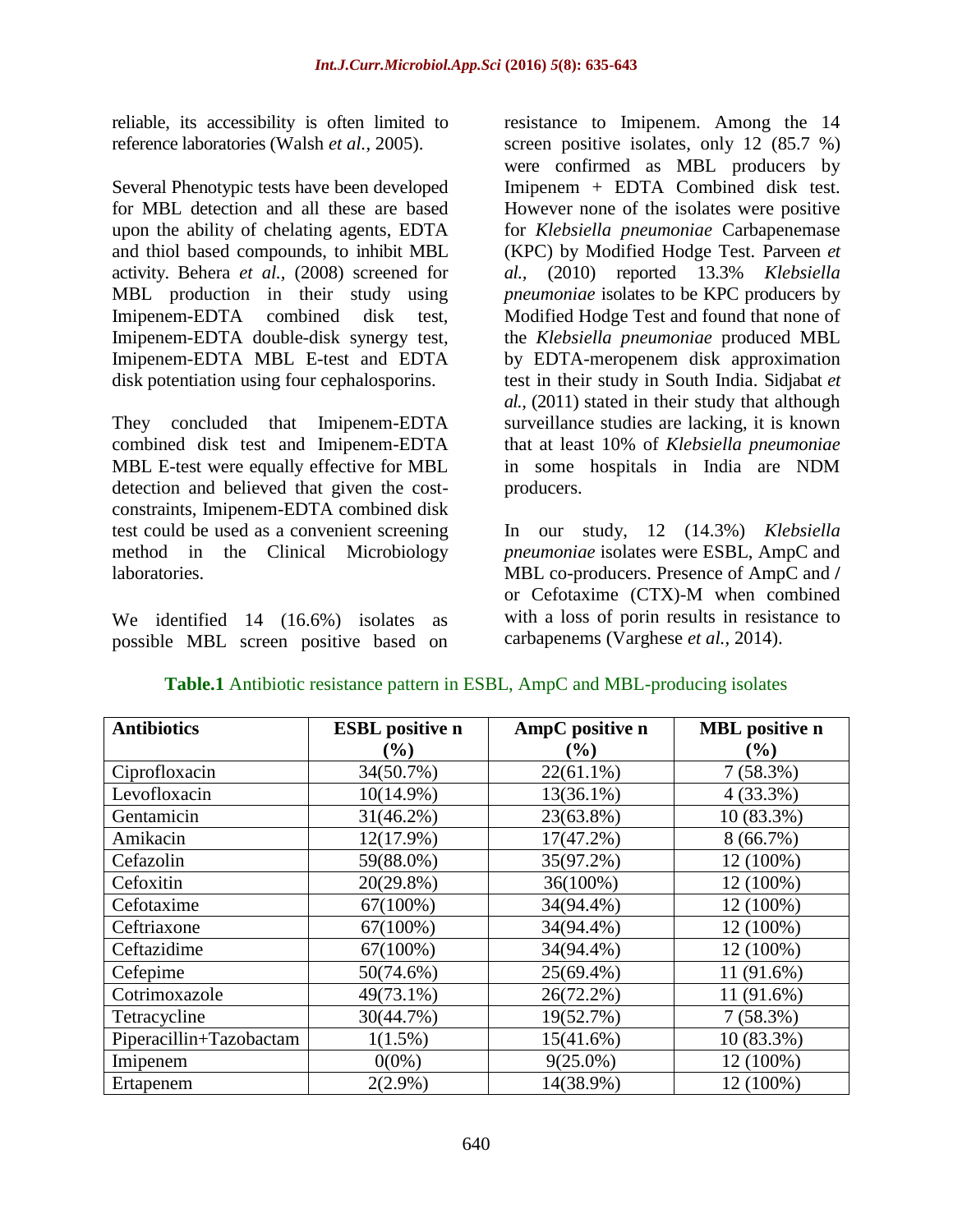reliable, its accessibility is often limited to reference laboratories (Walsh *et al.,* 2005).

Several Phenotypic tests have been developed for MBL detection and all these are based upon the ability of chelating agents, EDTA and thiol based compounds, to inhibit MBL activity. Behera *et al.,* (2008) screened for MBL production in their study using Imipenem-EDTA combined disk test, Imipenem-EDTA double-disk synergy test, Imipenem-EDTA MBL E-test and EDTA disk potentiation using four cephalosporins.

They concluded that Imipenem-EDTA combined disk test and Imipenem-EDTA MBL E-test were equally effective for MBL detection and believed that given the cost-constraints, Imipenem-EDTA combined disk test could be used as a convenient screening method in the Clinical Microbiology laboratories.

We identified 14 (16.6%) isolates as possible MBL screen positive based on resistance to Imipenem. Among the 14 screen positive isolates, only 12 (85.7 %) were confirmed as MBL producers by Imipenem + EDTA Combined disk test. However none of the isolates were positive for *Klebsiella pneumoniae* Carbapenemase (KPC) by Modified Hodge Test. Parveen *et al.,* (2010) reported 13.3% *Klebsiella pneumoniae* isolates to be KPC producers by Modified Hodge Test and found that none of the *Klebsiella pneumoniae* produced MBL by EDTA-meropenem disk approximation test in their study in South India. Sidjabat *et al.,* (2011) stated in their study that although surveillance studies are lacking, it is known that at least 10% of *Klebsiella pneumoniae* in some hospitals in India are NDM producers.

In our study, 12 (14.3%) *Klebsiella pneumoniae* isolates were ESBL, AmpC and MBL co-producers. Presence of AmpC and / or Cefotaxime (CTX)-M when combined with a loss of porin results in resistance to carbapenems (Varghese *et al.,* 2014).

**Table.1** Antibiotic resistance pattern in ESBL, AmpC and MBL-producing isolates

| Antibiotics | ESBL positive n (%) | AmpC positive n (%) | MBL positive n (%) |
|---|---|---|---|
| Ciprofloxacin | 34(50.7%) | 22(61.1%) | 7 (58.3%) |
| Levofloxacin | 10(14.9%) | 13(36.1%) | 4 (33.3%) |
| Gentamicin | 31(46.2%) | 23(63.8%) | 10 (83.3%) |
| Amikacin | 12(17.9%) | 17(47.2%) | 8 (66.7%) |
| Cefazolin | 59(88.0%) | 35(97.2%) | 12 (100%) |
| Cefoxitin | 20(29.8%) | 36(100%) | 12 (100%) |
| Cefotaxime | 67(100%) | 34(94.4%) | 12 (100%) |
| Ceftriaxone | 67(100%) | 34(94.4%) | 12 (100%) |
| Ceftazidime | 67(100%) | 34(94.4%) | 12 (100%) |
| Cefepime | 50(74.6%) | 25(69.4%) | 11 (91.6%) |
| Cotrimoxazole | 49(73.1%) | 26(72.2%) | 11 (91.6%) |
| Tetracycline | 30(44.7%) | 19(52.7%) | 7 (58.3%) |
| Piperacillin+Tazobactam | 1(1.5%) | 15(41.6%) | 10 (83.3%) |
| Imipenem | 0(0%) | 9(25.0%) | 12 (100%) |
| Ertapenem | 2(2.9%) | 14(38.9%) | 12 (100%) |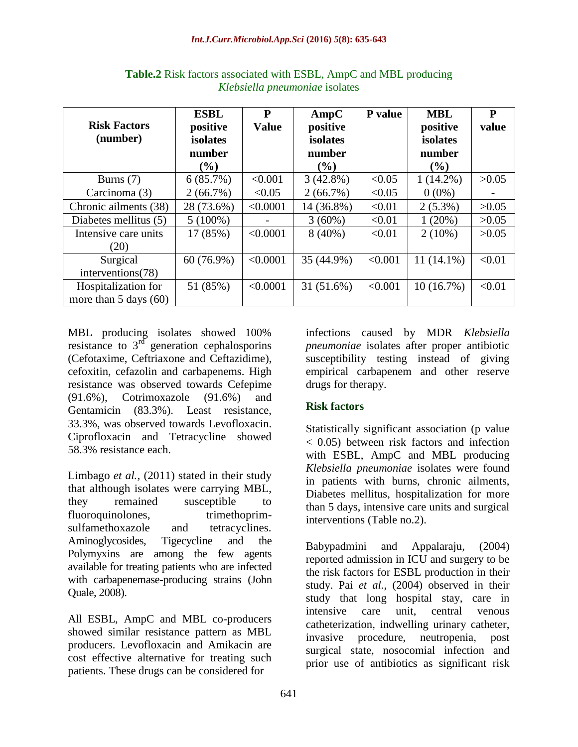**Table.2** Risk factors associated with ESBL, AmpC and MBL producing *Klebsiella pneumoniae* isolates

| Risk Factors (number) | ESBL positive isolates number (%) | P Value | AmpC positive isolates number (%) | P value | MBL positive isolates number (%) | P value |
|---|---|---|---|---|---|---|
| Burns (7) | 6 (85.7%) | <0.001 | 3 (42.8%) | <0.05 | 1 (14.2%) | >0.05 |
| Carcinoma (3) | 2 (66.7%) | <0.05 | 2 (66.7%) | <0.05 | 0 (0%) | - |
| Chronic ailments (38) | 28 (73.6%) | <0.0001 | 14 (36.8%) | <0.01 | 2 (5.3%) | >0.05 |
| Diabetes mellitus (5) | 5 (100%) | - | 3 (60%) | <0.01 | 1 (20%) | >0.05 |
| Intensive care units (20) | 17 (85%) | <0.0001 | 8 (40%) | <0.01 | 2 (10%) | >0.05 |
| Surgical interventions(78) | 60 (76.9%) | <0.0001 | 35 (44.9%) | <0.001 | 11 (14.1%) | <0.01 |
| Hospitalization for more than 5 days (60) | 51 (85%) | <0.0001 | 31 (51.6%) | <0.001 | 10 (16.7%) | <0.01 |

MBL producing isolates showed 100% resistance to 3rd generation cephalosporins (Cefotaxime, Ceftriaxone and Ceftazidime), cefoxitin, cefazolin and carbapenems. High resistance was observed towards Cefepime (91.6%), Cotrimoxazole (91.6%) and Gentamicin (83.3%). Least resistance, 33.3%, was observed towards Levofloxacin. Ciprofloxacin and Tetracycline showed 58.3% resistance each.

Limbago *et al.,* (2011) stated in their study that although isolates were carrying MBL, they remained susceptible to fluoroquinolones, trimethoprim-sulfamethoxazole and tetracyclines. Aminoglycosides, Tigecycline and the Polymyxins are among the few agents available for treating patients who are infected with carbapenemase-producing strains (John Quale, 2008).

All ESBL, AmpC and MBL co-producers showed similar resistance pattern as MBL producers. Levofloxacin and Amikacin are cost effective alternative for treating such patients. These drugs can be considered for infections caused by MDR *Klebsiella pneumoniae* isolates after proper antibiotic susceptibility testing instead of giving empirical carbapenem and other reserve drugs for therapy.

## Risk factors

Statistically significant association (p value $< 0.05$) between risk factors and infection with ESBL, AmpC and MBL producing *Klebsiella pneumoniae* isolates were found in patients with burns, chronic ailments, Diabetes mellitus, hospitalization for more than 5 days, intensive care units and surgical interventions (Table no.2).

Babypadmini and Appalaraju, (2004) reported admission in ICU and surgery to be the risk factors for ESBL production in their study. Pai *et al.,* (2004) observed in their study that long hospital stay, care in intensive care unit, central venous catheterization, indwelling urinary catheter, invasive procedure, neutropenia, post surgical state, nosocomial infection and prior use of antibiotics as significant risk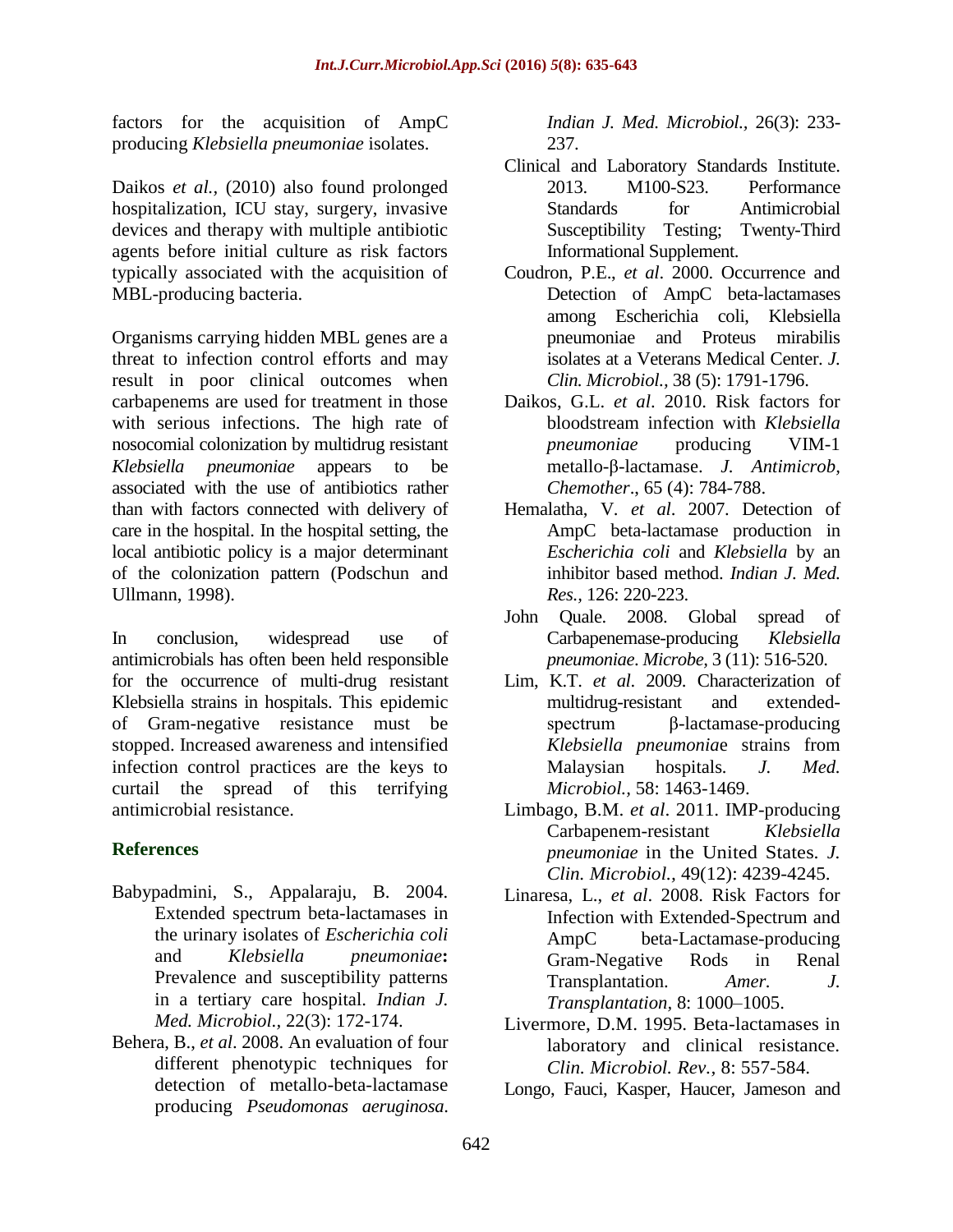factors for the acquisition of AmpC producing *Klebsiella pneumoniae* isolates.

Daikos *et al.,* (2010) also found prolonged hospitalization, ICU stay, surgery, invasive devices and therapy with multiple antibiotic agents before initial culture as risk factors typically associated with the acquisition of MBL-producing bacteria.

Organisms carrying hidden MBL genes are a threat to infection control efforts and may result in poor clinical outcomes when carbapenems are used for treatment in those with serious infections. The high rate of nosocomial colonization by multidrug resistant *Klebsiella pneumoniae* appears to be associated with the use of antibiotics rather than with factors connected with delivery of care in the hospital. In the hospital setting, the local antibiotic policy is a major determinant of the colonization pattern (Podschun and Ullmann, 1998).

In conclusion, widespread use of antimicrobials has often been held responsible for the occurrence of multi-drug resistant Klebsiella strains in hospitals. This epidemic of Gram-negative resistance must be stopped. Increased awareness and intensified infection control practices are the keys to curtail the spread of this terrifying antimicrobial resistance.

## References

Babypadmini, S., Appalaraju, B. 2004. Extended spectrum beta-lactamases in the urinary isolates of *Escherichia coli* and *Klebsiella pneumoniae***:** Prevalence and susceptibility patterns in a tertiary care hospital. *Indian J. Med. Microbiol.,* 22(3): 172-174.

Behera, B., *et al*. 2008. An evaluation of four different phenotypic techniques for detection of metallo-beta-lactamase producing *Pseudomonas aeruginosa. Indian J. Med. Microbiol.,* 26(3): 233-237.

Clinical and Laboratory Standards Institute. 2013. M100-S23. Performance Standards for Antimicrobial Susceptibility Testing; Twenty-Third Informational Supplement.

Coudron, P.E., *et al*. 2000. Occurrence and Detection of AmpC beta-lactamases among Escherichia coli, Klebsiella pneumoniae and Proteus mirabilis isolates at a Veterans Medical Center. *J. Clin. Microbiol.,* 38 (5): 1791-1796.

Daikos, G.L. *et al*. 2010. Risk factors for bloodstream infection with *Klebsiella pneumoniae* producing VIM-1 metallo-β-lactamase. *J. Antimicrob, Chemother*., 65 (4): 784-788.

Hemalatha, V. *et al*. 2007. Detection of AmpC beta-lactamase production in *Escherichia coli* and *Klebsiella* by an inhibitor based method. *Indian J. Med. Res.,* 126: 220-223.

John Quale. 2008. Global spread of Carbapenemase-producing *Klebsiella pneumoniae*. *Microbe*, 3 (11): 516-520.

Lim, K.T. *et al*. 2009. Characterization of multidrug-resistant and extended-spectrum β-lactamase-producing *Klebsiella pneumonia*e strains from Malaysian hospitals. *J. Med. Microbiol.,* 58: 1463-1469.

Limbago, B.M. *et al*. 2011. IMP-producing Carbapenem-resistant *Klebsiella pneumoniae* in the United States. *J. Clin. Microbiol.,* 49(12): 4239-4245.

Linaresa, L., *et al*. 2008. Risk Factors for Infection with Extended-Spectrum and AmpC beta-Lactamase-producing Gram-Negative Rods in Renal Transplantation. *Amer. J. Transplantation,* 8: 1000–1005.

Livermore, D.M. 1995. Beta-lactamases in laboratory and clinical resistance. *Clin. Microbiol. Rev.,* 8: 557-584.

Longo, Fauci, Kasper, Haucer, Jameson and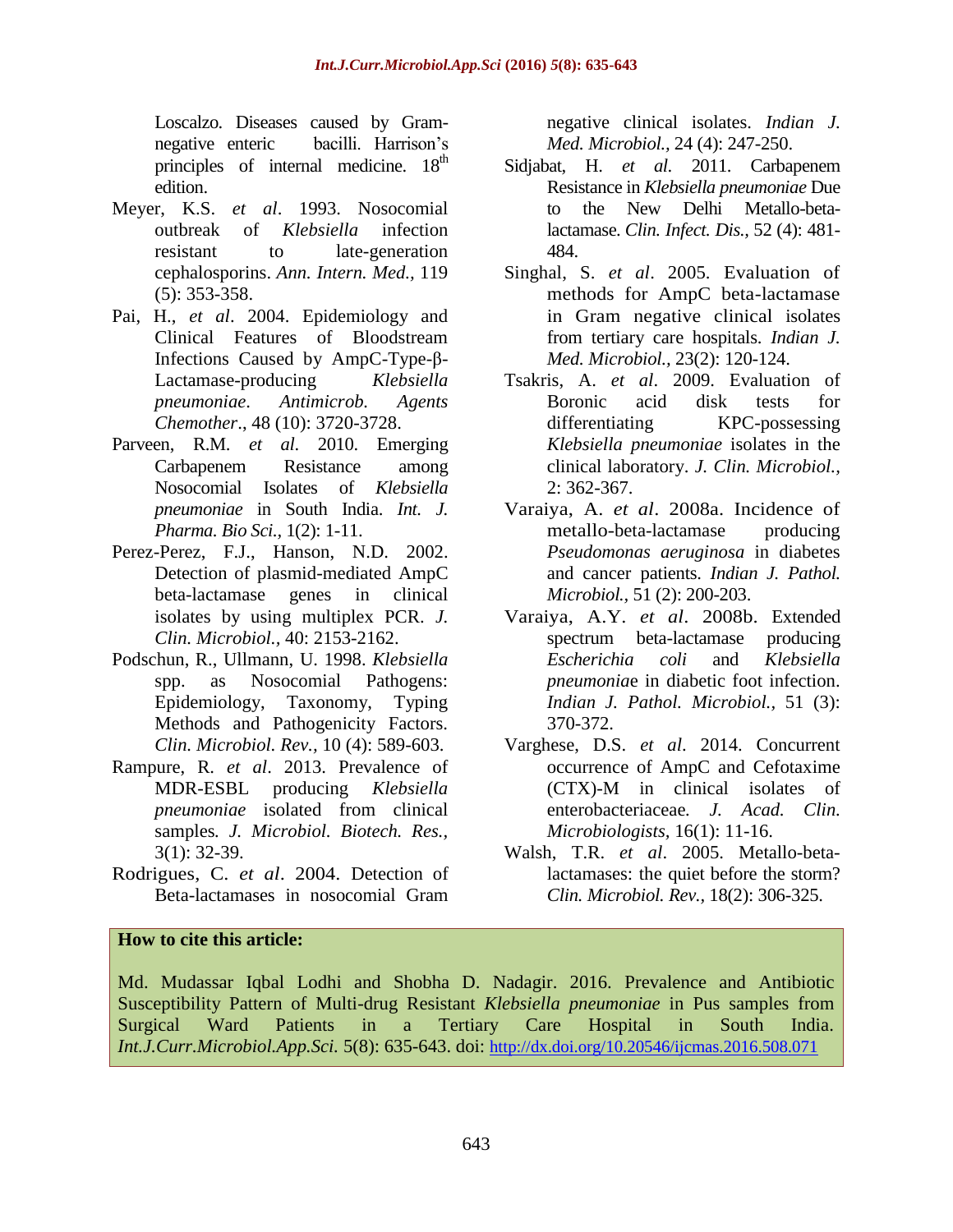Loscalzo. Diseases caused by Gram-negative enteric bacilli. Harrison's principles of internal medicine. 18th edition.

Meyer, K.S. *et al*. 1993. Nosocomial outbreak of *Klebsiella* infection resistant to late-generation cephalosporins. *Ann. Intern. Med.,* 119 (5): 353-358.

Pai, H., *et al*. 2004. Epidemiology and Clinical Features of Bloodstream Infections Caused by AmpC-Type-β-Lactamase-producing *Klebsiella pneumoniae*. *Antimicrob. Agents Chemother*., 48 (10): 3720-3728.

Parveen, R.M. *et al.* 2010. Emerging Carbapenem Resistance among Nosocomial Isolates of *Klebsiella pneumoniae* in South India. *Int. J. Pharma. Bio Sci.,* 1(2): 1-11.

Perez-Perez, F.J., Hanson, N.D. 2002. Detection of plasmid-mediated AmpC beta-lactamase genes in clinical isolates by using multiplex PCR. *J. Clin. Microbiol.,* 40: 2153-2162.

Podschun, R., Ullmann, U. 1998. *Klebsiella* spp. as Nosocomial Pathogens: Epidemiology, Taxonomy, Typing Methods and Pathogenicity Factors. *Clin. Microbiol. Rev.,* 10 (4): 589-603.

Rampure, R. *et al*. 2013. Prevalence of MDR-ESBL producing *Klebsiella pneumoniae* isolated from clinical samples*. J. Microbiol. Biotech. Res.,* 3(1): 32-39.

Rodrigues, C. *et al*. 2004. Detection of Beta-lactamases in nosocomial Gram negative clinical isolates. *Indian J. Med. Microbiol.,* 24 (4): 247-250.

Sidjabat, H. *et al.* 2011. Carbapenem Resistance in *Klebsiella pneumoniae* Due to the New Delhi Metallo-beta-lactamase*. Clin. Infect. Dis.,* 52 (4): 481-484.

Singhal, S. *et al*. 2005. Evaluation of methods for AmpC beta-lactamase in Gram negative clinical isolates from tertiary care hospitals*. Indian J. Med. Microbiol.,* 23(2): 120-124.

Tsakris, A. *et al*. 2009. Evaluation of Boronic acid disk tests for differentiating KPC-possessing *Klebsiella pneumoniae* isolates in the clinical laboratory. *J. Clin. Microbiol.,* 2: 362-367.

Varaiya, A. *et al*. 2008a. Incidence of metallo-beta-lactamase producing *Pseudomonas aeruginosa* in diabetes and cancer patients*. Indian J. Pathol. Microbiol.,* 51 (2): 200-203.

Varaiya, A.Y. *et al*. 2008b. Extended spectrum beta-lactamase producing *Escherichia coli* and *Klebsiella pneumonia*e in diabetic foot infection. *Indian J. Pathol. Microbiol.,* 51 (3): 370-372.

Varghese, D.S. *et al*. 2014. Concurrent occurrence of AmpC and Cefotaxime (CTX)-M in clinical isolates of enterobacteriaceae*. J. Acad. Clin. Microbiologists,* 16(1): 11-16.

Walsh, T.R. *et al*. 2005. Metallo-beta-lactamases: the quiet before the storm? *Clin. Microbiol. Rev.,* 18(2): 306-325.

**How to cite this article:**

Md. Mudassar Iqbal Lodhi and Shobha D. Nadagir. 2016. Prevalence and Antibiotic Susceptibility Pattern of Multi-drug Resistant *Klebsiella pneumoniae* in Pus samples from Surgical Ward Patients in a Tertiary Care Hospital in South India. *Int.J.Curr.Microbiol.App.Sci.* 5(8): 635-643. doi: http://dx.doi.org/10.20546/ijcmas.2016.508.071